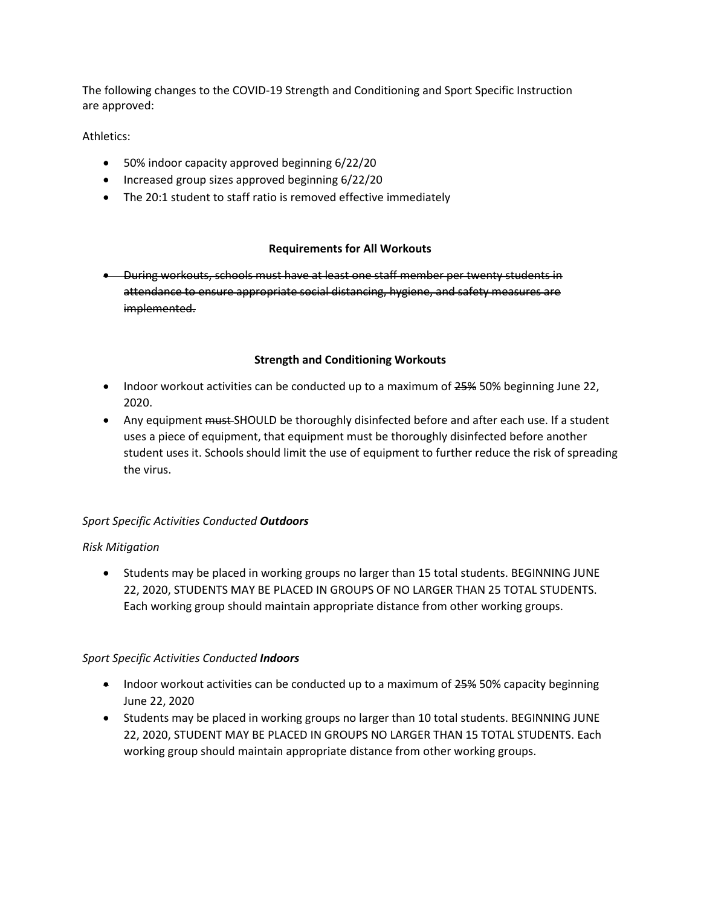The following changes to the COVID-19 Strength and Conditioning and Sport Specific Instruction are approved:

Athletics:

- 50% indoor capacity approved beginning 6/22/20
- Increased group sizes approved beginning 6/22/20
- The 20:1 student to staff ratio is removed effective immediately

**Requirements for All Workouts**

- ~~During workouts, schools must have at least one staff member per twenty students in attendance to ensure appropriate social distancing, hygiene, and safety measures are implemented.~~

**Strength and Conditioning Workouts**

- Indoor workout activities can be conducted up to a maximum of ~~25%~~ 50% beginning June 22, 2020.
- Any equipment ~~must~~ SHOULD be thoroughly disinfected before and after each use. If a student uses a piece of equipment, that equipment must be thoroughly disinfected before another student uses it. Schools should limit the use of equipment to further reduce the risk of spreading the virus.

*Sport Specific Activities Conducted **Outdoors***

*Risk Mitigation*

- Students may be placed in working groups no larger than 15 total students. BEGINNING JUNE 22, 2020, STUDENTS MAY BE PLACED IN GROUPS OF NO LARGER THAN 25 TOTAL STUDENTS. Each working group should maintain appropriate distance from other working groups.

*Sport Specific Activities Conducted **Indoors***

- Indoor workout activities can be conducted up to a maximum of ~~25%~~ 50% capacity beginning June 22, 2020
- Students may be placed in working groups no larger than 10 total students. BEGINNING JUNE 22, 2020, STUDENT MAY BE PLACED IN GROUPS NO LARGER THAN 15 TOTAL STUDENTS. Each working group should maintain appropriate distance from other working groups.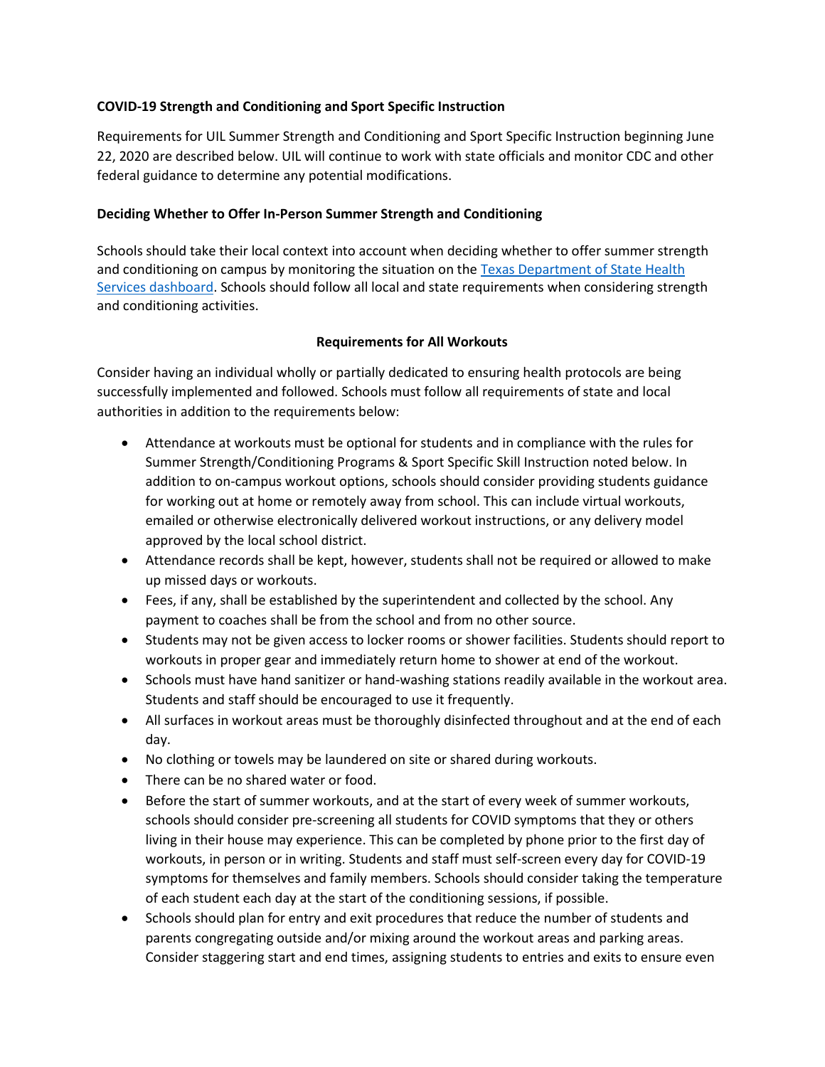**COVID-19 Strength and Conditioning and Sport Specific Instruction**

Requirements for UIL Summer Strength and Conditioning and Sport Specific Instruction beginning June 22, 2020 are described below. UIL will continue to work with state officials and monitor CDC and other federal guidance to determine any potential modifications.

**Deciding Whether to Offer In-Person Summer Strength and Conditioning**

Schools should take their local context into account when deciding whether to offer summer strength and conditioning on campus by monitoring the situation on the [Texas Department of State Health Services dashboard](). Schools should follow all local and state requirements when considering strength and conditioning activities.

**Requirements for All Workouts**

Consider having an individual wholly or partially dedicated to ensuring health protocols are being successfully implemented and followed. Schools must follow all requirements of state and local authorities in addition to the requirements below:

- Attendance at workouts must be optional for students and in compliance with the rules for Summer Strength/Conditioning Programs & Sport Specific Skill Instruction noted below. In addition to on-campus workout options, schools should consider providing students guidance for working out at home or remotely away from school. This can include virtual workouts, emailed or otherwise electronically delivered workout instructions, or any delivery model approved by the local school district.
- Attendance records shall be kept, however, students shall not be required or allowed to make up missed days or workouts.
- Fees, if any, shall be established by the superintendent and collected by the school. Any payment to coaches shall be from the school and from no other source.
- Students may not be given access to locker rooms or shower facilities. Students should report to workouts in proper gear and immediately return home to shower at end of the workout.
- Schools must have hand sanitizer or hand-washing stations readily available in the workout area. Students and staff should be encouraged to use it frequently.
- All surfaces in workout areas must be thoroughly disinfected throughout and at the end of each day.
- No clothing or towels may be laundered on site or shared during workouts.
- There can be no shared water or food.
- Before the start of summer workouts, and at the start of every week of summer workouts, schools should consider pre-screening all students for COVID symptoms that they or others living in their house may experience. This can be completed by phone prior to the first day of workouts, in person or in writing. Students and staff must self-screen every day for COVID-19 symptoms for themselves and family members. Schools should consider taking the temperature of each student each day at the start of the conditioning sessions, if possible.
- Schools should plan for entry and exit procedures that reduce the number of students and parents congregating outside and/or mixing around the workout areas and parking areas. Consider staggering start and end times, assigning students to entries and exits to ensure even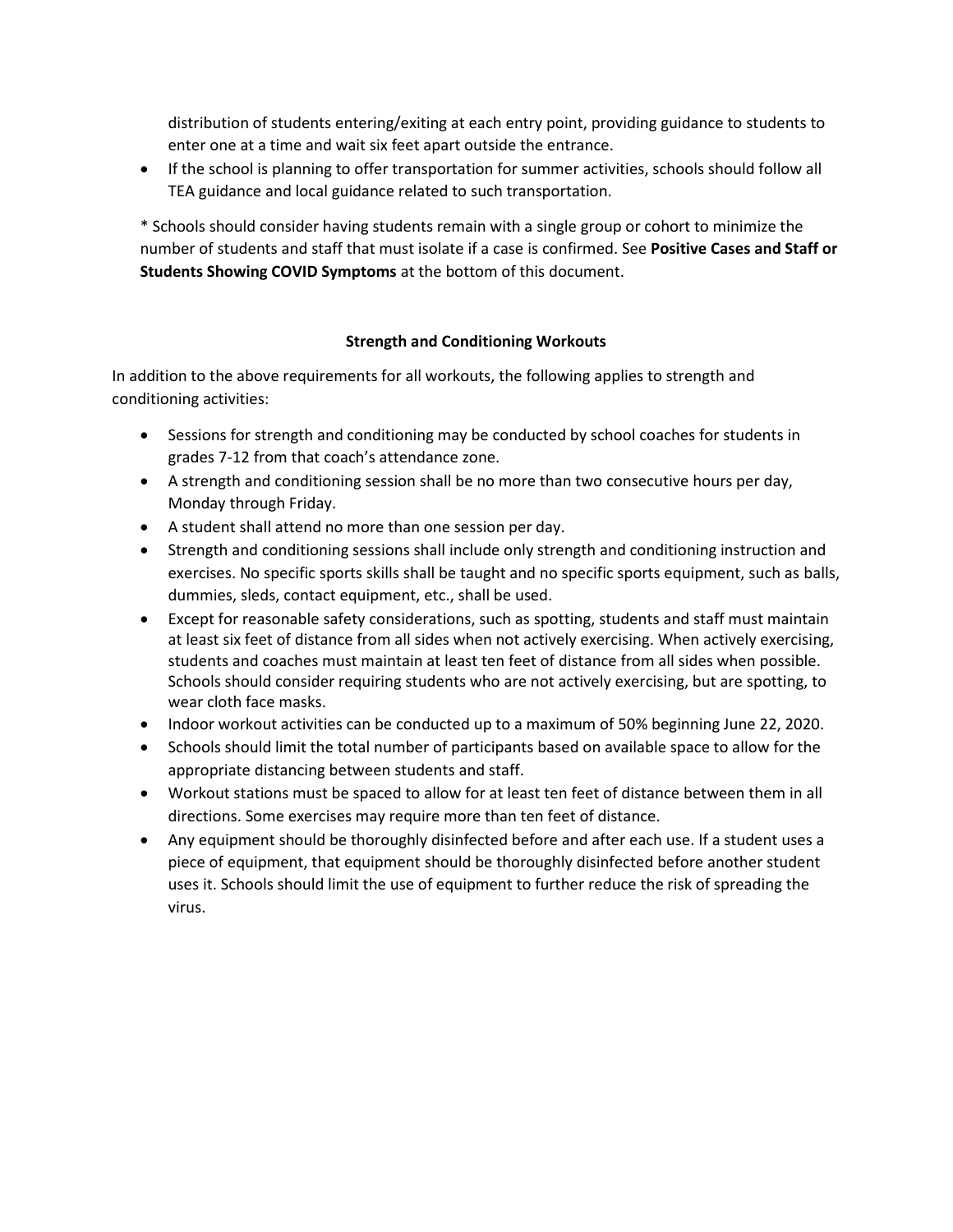distribution of students entering/exiting at each entry point, providing guidance to students to enter one at a time and wait six feet apart outside the entrance.

- If the school is planning to offer transportation for summer activities, schools should follow all TEA guidance and local guidance related to such transportation.

* Schools should consider having students remain with a single group or cohort to minimize the number of students and staff that must isolate if a case is confirmed. See **Positive Cases and Staff or Students Showing COVID Symptoms** at the bottom of this document.

## Strength and Conditioning Workouts

In addition to the above requirements for all workouts, the following applies to strength and conditioning activities:

- Sessions for strength and conditioning may be conducted by school coaches for students in grades 7-12 from that coach's attendance zone.
- A strength and conditioning session shall be no more than two consecutive hours per day, Monday through Friday.
- A student shall attend no more than one session per day.
- Strength and conditioning sessions shall include only strength and conditioning instruction and exercises. No specific sports skills shall be taught and no specific sports equipment, such as balls, dummies, sleds, contact equipment, etc., shall be used.
- Except for reasonable safety considerations, such as spotting, students and staff must maintain at least six feet of distance from all sides when not actively exercising. When actively exercising, students and coaches must maintain at least ten feet of distance from all sides when possible. Schools should consider requiring students who are not actively exercising, but are spotting, to wear cloth face masks.
- Indoor workout activities can be conducted up to a maximum of 50% beginning June 22, 2020.
- Schools should limit the total number of participants based on available space to allow for the appropriate distancing between students and staff.
- Workout stations must be spaced to allow for at least ten feet of distance between them in all directions. Some exercises may require more than ten feet of distance.
- Any equipment should be thoroughly disinfected before and after each use. If a student uses a piece of equipment, that equipment should be thoroughly disinfected before another student uses it. Schools should limit the use of equipment to further reduce the risk of spreading the virus.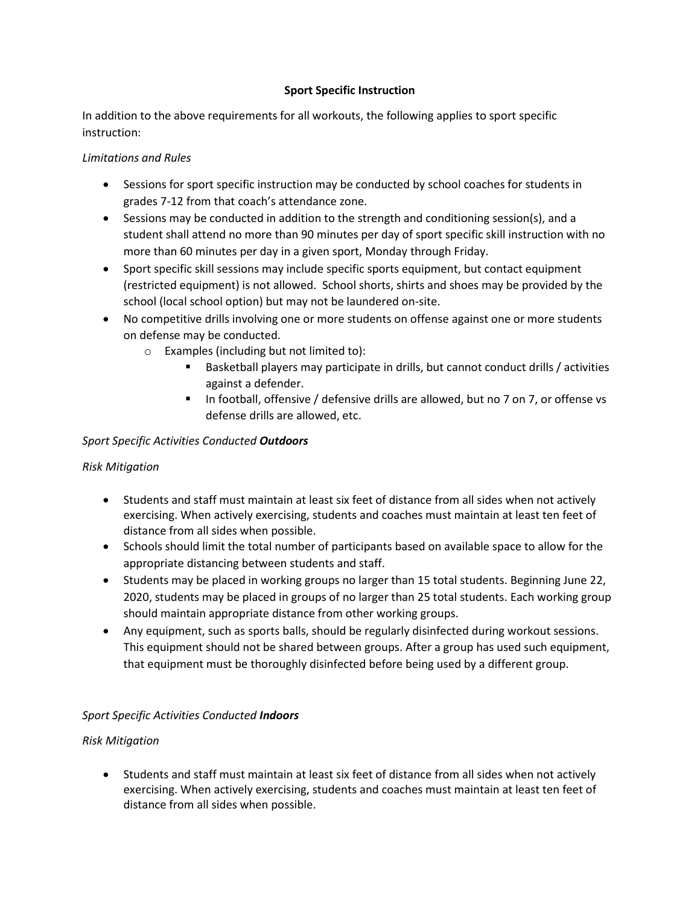## Sport Specific Instruction

In addition to the above requirements for all workouts, the following applies to sport specific instruction:

*Limitations and Rules*

- Sessions for sport specific instruction may be conducted by school coaches for students in grades 7-12 from that coach's attendance zone.
- Sessions may be conducted in addition to the strength and conditioning session(s), and a student shall attend no more than 90 minutes per day of sport specific skill instruction with no more than 60 minutes per day in a given sport, Monday through Friday.
- Sport specific skill sessions may include specific sports equipment, but contact equipment (restricted equipment) is not allowed. School shorts, shirts and shoes may be provided by the school (local school option) but may not be laundered on-site.
- No competitive drills involving one or more students on offense against one or more students on defense may be conducted.
  - Examples (including but not limited to):
    - Basketball players may participate in drills, but cannot conduct drills / activities against a defender.
    - In football, offensive / defensive drills are allowed, but no 7 on 7, or offense vs defense drills are allowed, etc.

*Sport Specific Activities Conducted **Outdoors***

*Risk Mitigation*

- Students and staff must maintain at least six feet of distance from all sides when not actively exercising. When actively exercising, students and coaches must maintain at least ten feet of distance from all sides when possible.
- Schools should limit the total number of participants based on available space to allow for the appropriate distancing between students and staff.
- Students may be placed in working groups no larger than 15 total students. Beginning June 22, 2020, students may be placed in groups of no larger than 25 total students. Each working group should maintain appropriate distance from other working groups.
- Any equipment, such as sports balls, should be regularly disinfected during workout sessions. This equipment should not be shared between groups. After a group has used such equipment, that equipment must be thoroughly disinfected before being used by a different group.

*Sport Specific Activities Conducted **Indoors***

*Risk Mitigation*

- Students and staff must maintain at least six feet of distance from all sides when not actively exercising. When actively exercising, students and coaches must maintain at least ten feet of distance from all sides when possible.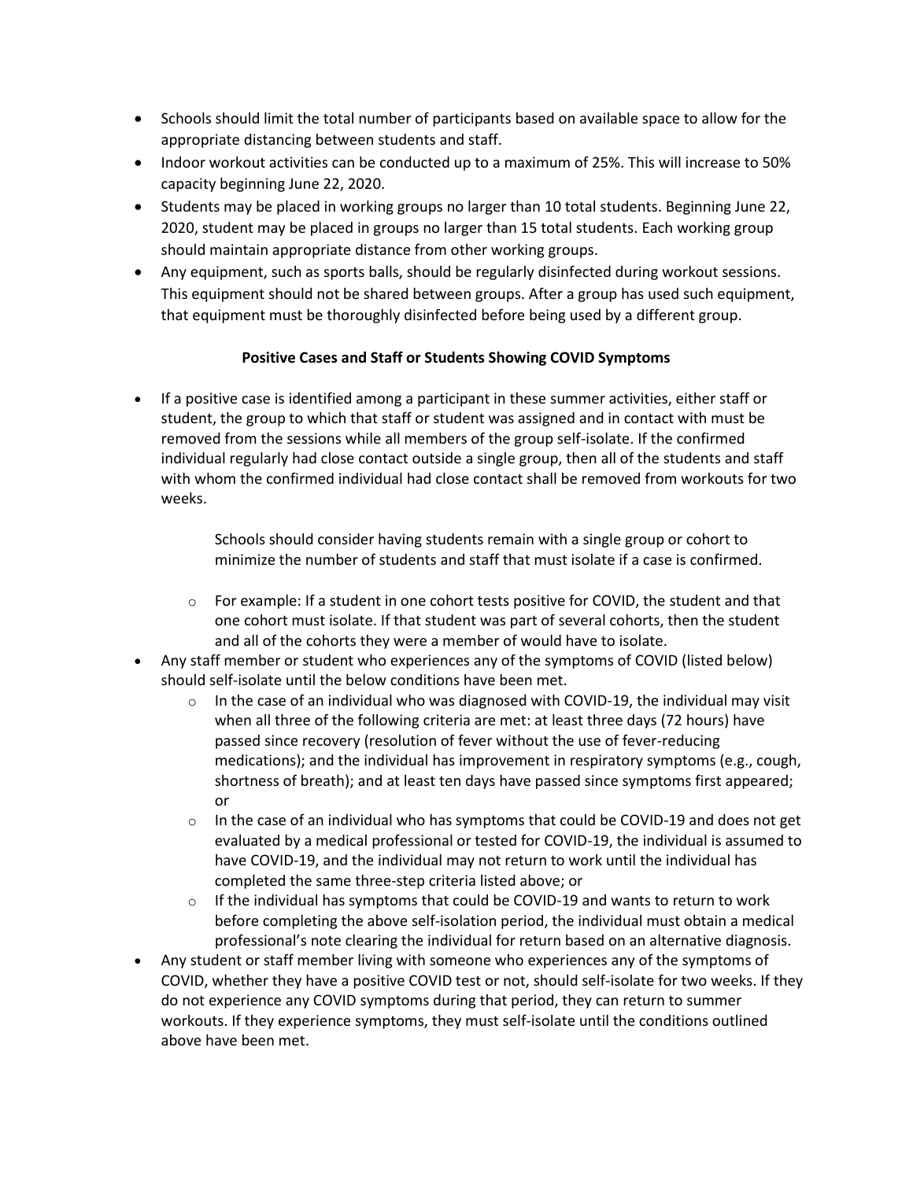- Schools should limit the total number of participants based on available space to allow for the appropriate distancing between students and staff.
- Indoor workout activities can be conducted up to a maximum of 25%. This will increase to 50% capacity beginning June 22, 2020.
- Students may be placed in working groups no larger than 10 total students. Beginning June 22, 2020, student may be placed in groups no larger than 15 total students. Each working group should maintain appropriate distance from other working groups.
- Any equipment, such as sports balls, should be regularly disinfected during workout sessions. This equipment should not be shared between groups. After a group has used such equipment, that equipment must be thoroughly disinfected before being used by a different group.

**Positive Cases and Staff or Students Showing COVID Symptoms**

- If a positive case is identified among a participant in these summer activities, either staff or student, the group to which that staff or student was assigned and in contact with must be removed from the sessions while all members of the group self-isolate. If the confirmed individual regularly had close contact outside a single group, then all of the students and staff with whom the confirmed individual had close contact shall be removed from workouts for two weeks.

    Schools should consider having students remain with a single group or cohort to minimize the number of students and staff that must isolate if a case is confirmed.

    - For example: If a student in one cohort tests positive for COVID, the student and that one cohort must isolate. If that student was part of several cohorts, then the student and all of the cohorts they were a member of would have to isolate.
- Any staff member or student who experiences any of the symptoms of COVID (listed below) should self-isolate until the below conditions have been met.
    - In the case of an individual who was diagnosed with COVID-19, the individual may visit when all three of the following criteria are met: at least three days (72 hours) have passed since recovery (resolution of fever without the use of fever-reducing medications); and the individual has improvement in respiratory symptoms (e.g., cough, shortness of breath); and at least ten days have passed since symptoms first appeared; or
    - In the case of an individual who has symptoms that could be COVID-19 and does not get evaluated by a medical professional or tested for COVID-19, the individual is assumed to have COVID-19, and the individual may not return to work until the individual has completed the same three-step criteria listed above; or
    - If the individual has symptoms that could be COVID-19 and wants to return to work before completing the above self-isolation period, the individual must obtain a medical professional's note clearing the individual for return based on an alternative diagnosis.
- Any student or staff member living with someone who experiences any of the symptoms of COVID, whether they have a positive COVID test or not, should self-isolate for two weeks. If they do not experience any COVID symptoms during that period, they can return to summer workouts. If they experience symptoms, they must self-isolate until the conditions outlined above have been met.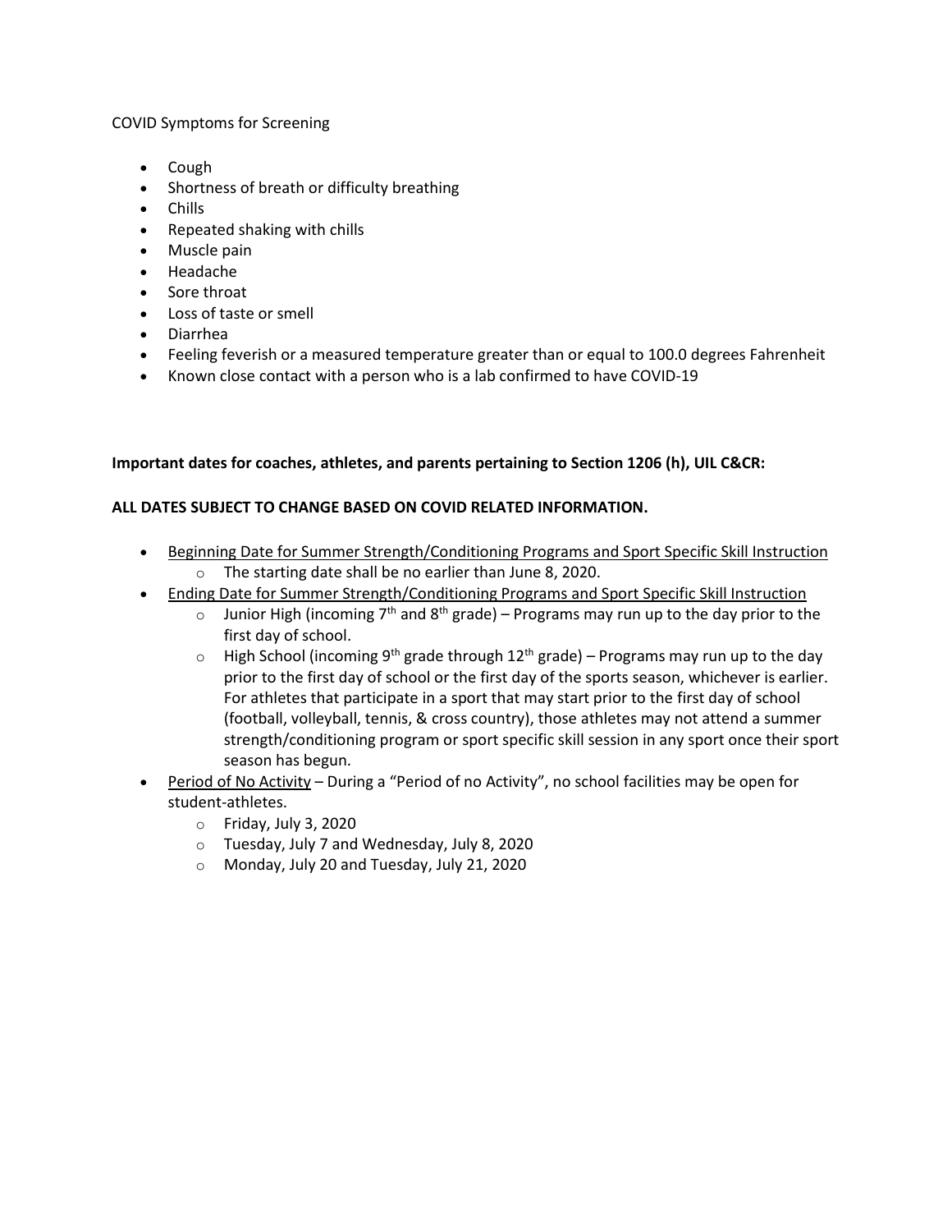COVID Symptoms for Screening

- Cough
- Shortness of breath or difficulty breathing
- Chills
- Repeated shaking with chills
- Muscle pain
- Headache
- Sore throat
- Loss of taste or smell
- Diarrhea
- Feeling feverish or a measured temperature greater than or equal to 100.0 degrees Fahrenheit
- Known close contact with a person who is a lab confirmed to have COVID-19

**Important dates for coaches, athletes, and parents pertaining to Section 1206 (h), UIL C&CR:**

**ALL DATES SUBJECT TO CHANGE BASED ON COVID RELATED INFORMATION.**

- <u>Beginning Date for Summer Strength/Conditioning Programs and Sport Specific Skill Instruction</u>
  - The starting date shall be no earlier than June 8, 2020.
- <u>Ending Date for Summer Strength/Conditioning Programs and Sport Specific Skill Instruction</u>
  - Junior High (incoming 7th and 8th grade) – Programs may run up to the day prior to the first day of school.
  - High School (incoming 9th grade through 12th grade) – Programs may run up to the day prior to the first day of school or the first day of the sports season, whichever is earlier. For athletes that participate in a sport that may start prior to the first day of school (football, volleyball, tennis, & cross country), those athletes may not attend a summer strength/conditioning program or sport specific skill session in any sport once their sport season has begun.
- <u>Period of No Activity</u> – During a "Period of no Activity", no school facilities may be open for student-athletes.
  - Friday, July 3, 2020
  - Tuesday, July 7 and Wednesday, July 8, 2020
  - Monday, July 20 and Tuesday, July 21, 2020